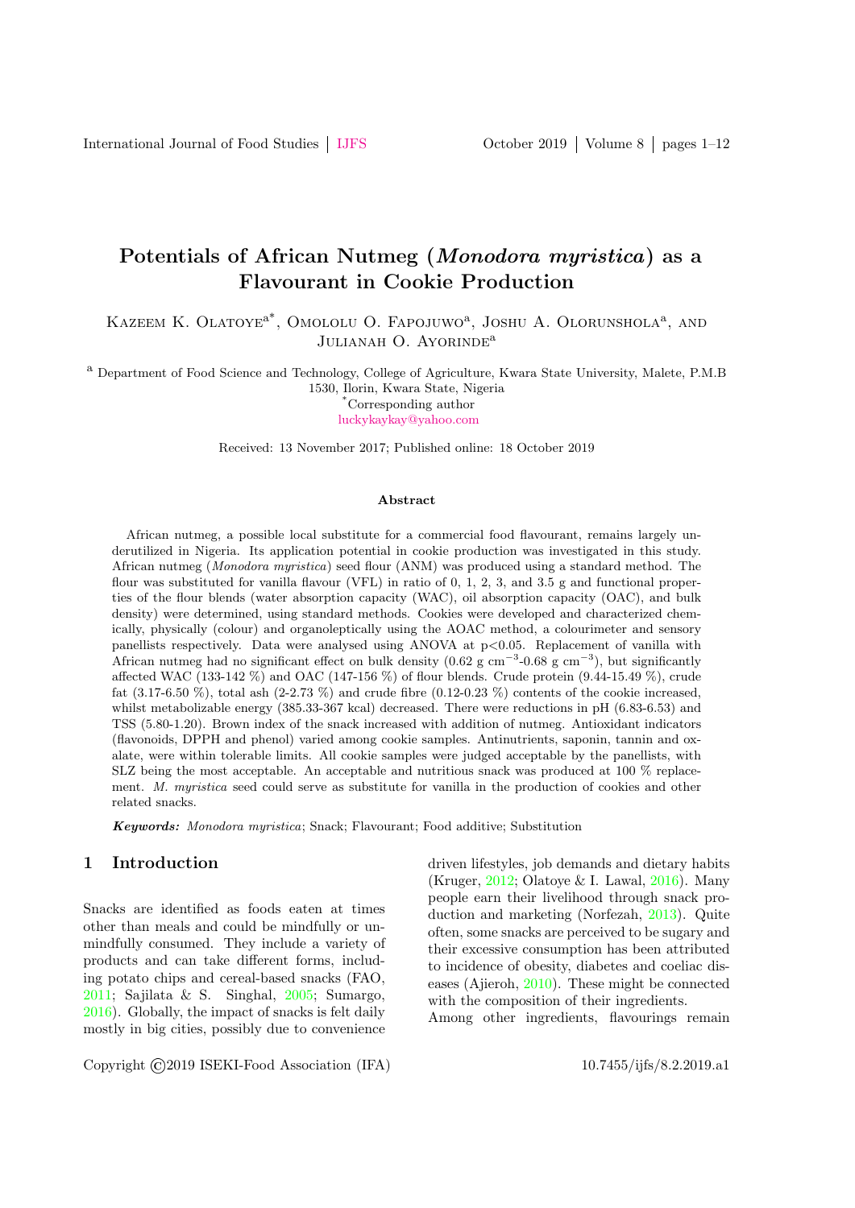# Potentials of African Nutmeg (*Monodora myristica*) as a Flavourant in Cookie Production

Kazeem K. Olatoye[a*], Omololu O. Fapojuwo[a], Joshu A. Olorunshola[a], and Julianah O. Ayorinde[a]

[a] Department of Food Science and Technology, College of Agriculture, Kwara State University, Malete, P.M.B 1530, Ilorin, Kwara State, Nigeria

[*]Corresponding author
luckykaykay@yahoo.com

Received: 13 November 2017; Published online: 18 October 2019

#### Abstract

African nutmeg, a possible local substitute for a commercial food flavourant, remains largely underutilized in Nigeria. Its application potential in cookie production was investigated in this study. African nutmeg (*Monodora myristica*) seed flour (ANM) was produced using a standard method. The flour was substituted for vanilla flavour (VFL) in ratio of 0, 1, 2, 3, and 3.5 g and functional properties of the flour blends (water absorption capacity (WAC), oil absorption capacity (OAC), and bulk density) were determined, using standard methods. Cookies were developed and characterized chemically, physically (colour) and organoleptically using the AOAC method, a colourimeter and sensory panellists respectively. Data were analysed using ANOVA at $p<0.05$. Replacement of vanilla with African nutmeg had no significant effect on bulk density (0.62 g cm$^{-3}$-0.68 g cm$^{-3}$), but significantly affected WAC (133-142 %) and OAC (147-156 %) of flour blends. Crude protein (9.44-15.49 %), crude fat (3.17-6.50 %), total ash (2-2.73 %) and crude fibre (0.12-0.23 %) contents of the cookie increased, whilst metabolizable energy (385.33-367 kcal) decreased. There were reductions in pH (6.83-6.53) and TSS (5.80-1.20). Brown index of the snack increased with addition of nutmeg. Antioxidant indicators (flavonoids, DPPH and phenol) varied among cookie samples. Antinutrients, saponin, tannin and oxalate, were within tolerable limits. All cookie samples were judged acceptable by the panellists, with SLZ being the most acceptable. An acceptable and nutritious snack was produced at 100 % replacement. *M. myristica* seed could serve as substitute for vanilla in the production of cookies and other related snacks.

***Keywords:*** *Monodora myristica*; Snack; Flavourant; Food additive; Substitution

## 1 Introduction

Snacks are identified as foods eaten at times other than meals and could be mindfully or unmindfully consumed. They include a variety of products and can take different forms, including potato chips and cereal-based snacks (FAO, 2011; Sajilata & S. Singhal, 2005; Sumargo, 2016). Globally, the impact of snacks is felt daily mostly in big cities, possibly due to convenience driven lifestyles, job demands and dietary habits (Kruger, 2012; Olatoye & I. Lawal, 2016). Many people earn their livelihood through snack production and marketing (Norfezah, 2013). Quite often, some snacks are perceived to be sugary and their excessive consumption has been attributed to incidence of obesity, diabetes and coeliac diseases (Ajieroh, 2010). These might be connected with the composition of their ingredients.

Among other ingredients, flavourings remain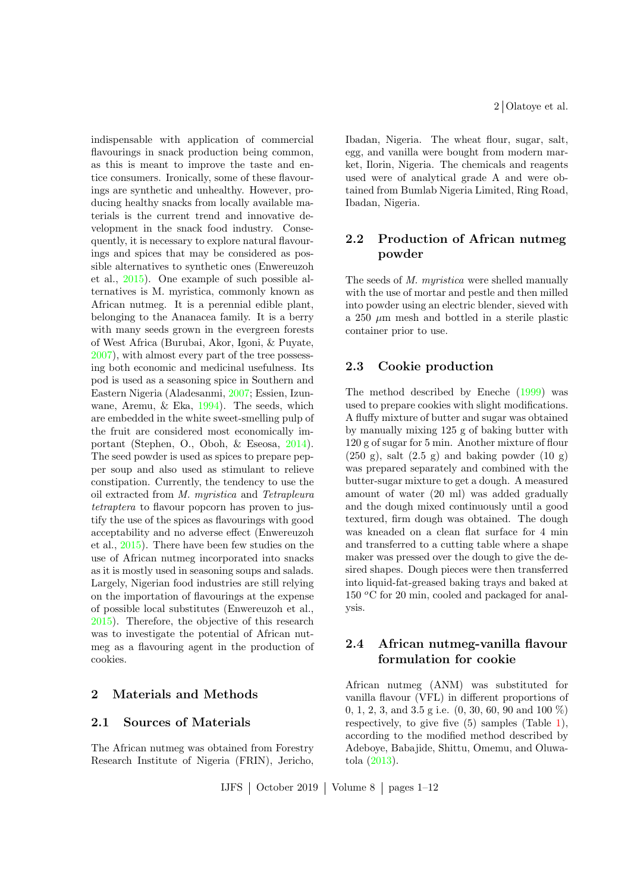indispensable with application of commercial flavourings in snack production being common, as this is meant to improve the taste and entice consumers. Ironically, some of these flavourings are synthetic and unhealthy. However, producing healthy snacks from locally available materials is the current trend and innovative development in the snack food industry. Consequently, it is necessary to explore natural flavourings and spices that may be considered as possible alternatives to synthetic ones (Enwereuzoh et al., 2015). One example of such possible alternatives is M. myristica, commonly known as African nutmeg. It is a perennial edible plant, belonging to the Ananacea family. It is a berry with many seeds grown in the evergreen forests of West Africa (Burubai, Akor, Igoni, & Puyate, 2007), with almost every part of the tree possessing both economic and medicinal usefulness. Its pod is used as a seasoning spice in Southern and Eastern Nigeria (Aladesanmi, 2007; Essien, Izunwane, Aremu, & Eka, 1994). The seeds, which are embedded in the white sweet-smelling pulp of the fruit are considered most economically important (Stephen, O., Oboh, & Eseosa, 2014). The seed powder is used as spices to prepare pepper soup and also used as stimulant to relieve constipation. Currently, the tendency to use the oil extracted from *M. myristica* and *Tetrapleura tetraptera* to flavour popcorn has proven to justify the use of the spices as flavourings with good acceptability and no adverse effect (Enwereuzoh et al., 2015). There have been few studies on the use of African nutmeg incorporated into snacks as it is mostly used in seasoning soups and salads. Largely, Nigerian food industries are still relying on the importation of flavourings at the expense of possible local substitutes (Enwereuzoh et al., 2015). Therefore, the objective of this research was to investigate the potential of African nutmeg as a flavouring agent in the production of cookies.

## 2 Materials and Methods

### 2.1 Sources of Materials

The African nutmeg was obtained from Forestry Research Institute of Nigeria (FRIN), Jericho, Ibadan, Nigeria. The wheat flour, sugar, salt, egg, and vanilla were bought from modern market, Ilorin, Nigeria. The chemicals and reagents used were of analytical grade A and were obtained from Bumlab Nigeria Limited, Ring Road, Ibadan, Nigeria.

### 2.2 Production of African nutmeg powder

The seeds of *M. myristica* were shelled manually with the use of mortar and pestle and then milled into powder using an electric blender, sieved with a 250 $\mu$m mesh and bottled in a sterile plastic container prior to use.

### 2.3 Cookie production

The method described by Eneche (1999) was used to prepare cookies with slight modifications. A fluffy mixture of butter and sugar was obtained by manually mixing 125 g of baking butter with 120 g of sugar for 5 min. Another mixture of flour (250 g), salt (2.5 g) and baking powder (10 g) was prepared separately and combined with the butter-sugar mixture to get a dough. A measured amount of water (20 ml) was added gradually and the dough mixed continuously until a good textured, firm dough was obtained. The dough was kneaded on a clean flat surface for 4 min and transferred to a cutting table where a shape maker was pressed over the dough to give the desired shapes. Dough pieces were then transferred into liquid-fat-greased baking trays and baked at 150 °C for 20 min, cooled and packaged for analysis.

### 2.4 African nutmeg-vanilla flavour formulation for cookie

African nutmeg (ANM) was substituted for vanilla flavour (VFL) in different proportions of 0, 1, 2, 3, and 3.5 g i.e. (0, 30, 60, 90 and 100 %) respectively, to give five (5) samples (Table 1), according to the modified method described by Adeboye, Babajide, Shittu, Omemu, and Oluwatola (2013).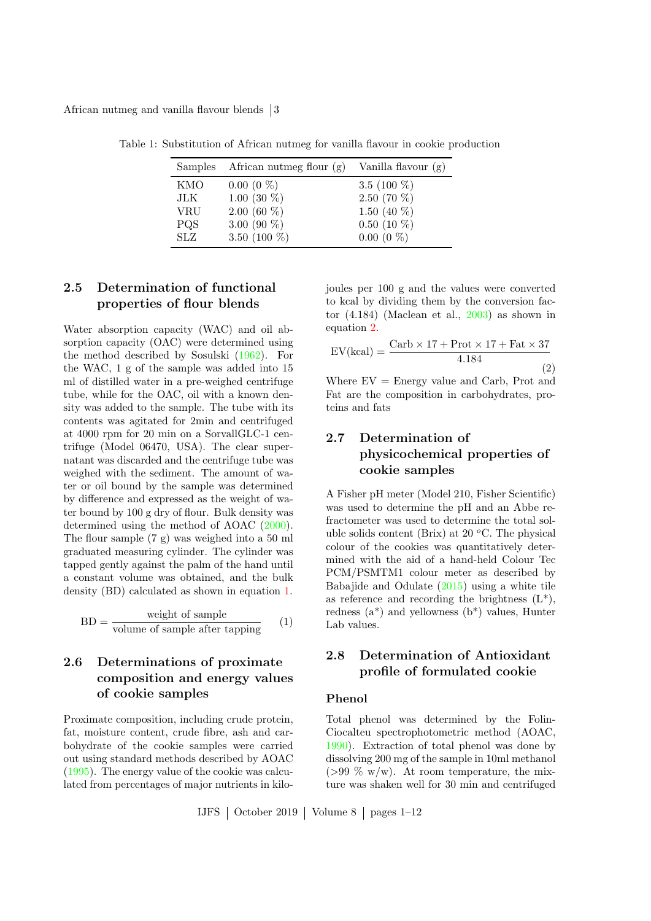Table 1: Substitution of African nutmeg for vanilla flavour in cookie production

| Samples | African nutmeg flour (g) | Vanilla flavour (g) |
|---|---|---|
| KMO | 0.00 (0 %) | 3.5 (100 %) |
| JLK | 1.00 (30 %) | 2.50 (70 %) |
| VRU | 2.00 (60 %) | 1.50 (40 %) |
| PQS | 3.00 (90 %) | 0.50 (10 %) |
| SLZ | 3.50 (100 %) | 0.00 (0 %) |

## 2.5 Determination of functional properties of flour blends

Water absorption capacity (WAC) and oil absorption capacity (OAC) were determined using the method described by Sosulski (1962). For the WAC, 1 g of the sample was added into 15 ml of distilled water in a pre-weighed centrifuge tube, while for the OAC, oil with a known density was added to the sample. The tube with its contents was agitated for 2min and centrifuged at 4000 rpm for 20 min on a SorvallGLC-1 centrifuge (Model 06470, USA). The clear supernatant was discarded and the centrifuge tube was weighed with the sediment. The amount of water or oil bound by the sample was determined by difference and expressed as the weight of water bound by 100 g dry of flour. Bulk density was determined using the method of AOAC (2000). The flour sample (7 g) was weighed into a 50 ml graduated measuring cylinder. The cylinder was tapped gently against the palm of the hand until a constant volume was obtained, and the bulk density (BD) calculated as shown in equation 1.

$$\mathrm{BD} = \frac{\text{weight of sample}}{\text{volume of sample after tapping}} \tag{1}$$

## 2.6 Determinations of proximate composition and energy values of cookie samples

Proximate composition, including crude protein, fat, moisture content, crude fibre, ash and carbohydrate of the cookie samples were carried out using standard methods described by AOAC (1995). The energy value of the cookie was calculated from percentages of major nutrients in kilojoules per 100 g and the values were converted to kcal by dividing them by the conversion factor (4.184) (Maclean et al., 2003) as shown in equation 2.

$$\mathrm{EV(kcal)} = \frac{\mathrm{Carb} \times 17 + \mathrm{Prot} \times 17 + \mathrm{Fat} \times 37}{4.184} \tag{2}$$

Where EV = Energy value and Carb, Prot and Fat are the composition in carbohydrates, proteins and fats

## 2.7 Determination of physicochemical properties of cookie samples

A Fisher pH meter (Model 210, Fisher Scientific) was used to determine the pH and an Abbe refractometer was used to determine the total soluble solids content (Brix) at 20 $^{o}$C. The physical colour of the cookies was quantitatively determined with the aid of a hand-held Colour Tec PCM/PSMTM1 colour meter as described by Babajide and Odulate (2015) using a white tile as reference and recording the brightness (L*), redness (a*) and yellowness (b*) values, Hunter Lab values.

## 2.8 Determination of Antioxidant profile of formulated cookie

### Phenol

Total phenol was determined by the Folin-Ciocalteu spectrophotometric method (AOAC, 1990). Extraction of total phenol was done by dissolving 200 mg of the sample in 10ml methanol (>99 % w/w). At room temperature, the mixture was shaken well for 30 min and centrifuged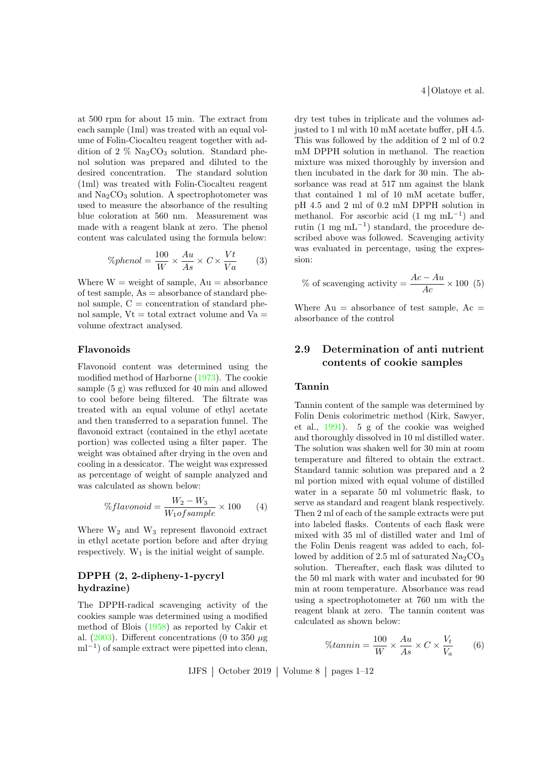at 500 rpm for about 15 min. The extract from each sample (1ml) was treated with an equal volume of Folin-Ciocalteu reagent together with addition of 2 % $Na_2CO_3$ solution. Standard phenol solution was prepared and diluted to the desired concentration. The standard solution (1ml) was treated with Folin-Ciocalteu reagent and $Na_2CO_3$ solution. A spectrophotometer was used to measure the absorbance of the resulting blue coloration at 560 nm. Measurement was made with a reagent blank at zero. The phenol content was calculated using the formula below:

$$\%phenol = \frac{100}{W} \times \frac{Au}{As} \times C \times \frac{Vt}{Va} \quad (3)$$

Where W = weight of sample, Au = absorbance of test sample, As = absorbance of standard phenol sample, C = concentration of standard phenol sample, Vt = total extract volume and Va = volume ofextract analysed.

### Flavonoids

Flavonoid content was determined using the modified method of Harborne (1973). The cookie sample (5 g) was refluxed for 40 min and allowed to cool before being filtered. The filtrate was treated with an equal volume of ethyl acetate and then transferred to a separation funnel. The flavonoid extract (contained in the ethyl acetate portion) was collected using a filter paper. The weight was obtained after drying in the oven and cooling in a dessicator. The weight was expressed as percentage of weight of sample analyzed and was calculated as shown below:

$$\%flavonoid = \frac{W_2 - W_3}{W_1 of sample} \times 100 \quad (4)$$

Where $W_2$ and $W_3$ represent flavonoid extract in ethyl acetate portion before and after drying respectively. $W_1$ is the initial weight of sample.

### DPPH (2, 2-dipheny-1-pycryl hydrazine)

The DPPH-radical scavenging activity of the cookies sample was determined using a modified method of Blois (1958) as reported by Cakir et al. (2003). Different concentrations (0 to 350 $\mu$g ml$^{-1}$) of sample extract were pipetted into clean, dry test tubes in triplicate and the volumes adjusted to 1 ml with 10 mM acetate buffer, pH 4.5. This was followed by the addition of 2 ml of 0.2 mM DPPH solution in methanol. The reaction mixture was mixed thoroughly by inversion and then incubated in the dark for 30 min. The absorbance was read at 517 nm against the blank that contained 1 ml of 10 mM acetate buffer, pH 4.5 and 2 ml of 0.2 mM DPPH solution in methanol. For ascorbic acid (1 mg mL$^{-1}$) and rutin (1 mg mL$^{-1}$) standard, the procedure described above was followed. Scavenging activity was evaluated in percentage, using the expression:

$$\% \text{ of scavenging activity} = \frac{Ac - Au}{Ac} \times 100 \quad (5)$$

Where Au = absorbance of test sample, Ac = absorbance of the control

## 2.9 Determination of anti nutrient contents of cookie samples

### Tannin

Tannin content of the sample was determined by Folin Denis colorimetric method (Kirk, Sawyer, et al., 1991). 5 g of the cookie was weighed and thoroughly dissolved in 10 ml distilled water. The solution was shaken well for 30 min at room temperature and filtered to obtain the extract. Standard tannic solution was prepared and a 2 ml portion mixed with equal volume of distilled water in a separate 50 ml volumetric flask, to serve as standard and reagent blank respectively. Then 2 ml of each of the sample extracts were put into labeled flasks. Contents of each flask were mixed with 35 ml of distilled water and 1ml of the Folin Denis reagent was added to each, followed by addition of 2.5 ml of saturated $Na_2CO_3$ solution. Thereafter, each flask was diluted to the 50 ml mark with water and incubated for 90 min at room temperature. Absorbance was read using a spectrophotometer at 760 nm with the reagent blank at zero. The tannin content was calculated as shown below:

$$\%tannin = \frac{100}{W} \times \frac{Au}{As} \times C \times \frac{V_t}{V_a} \quad (6)$$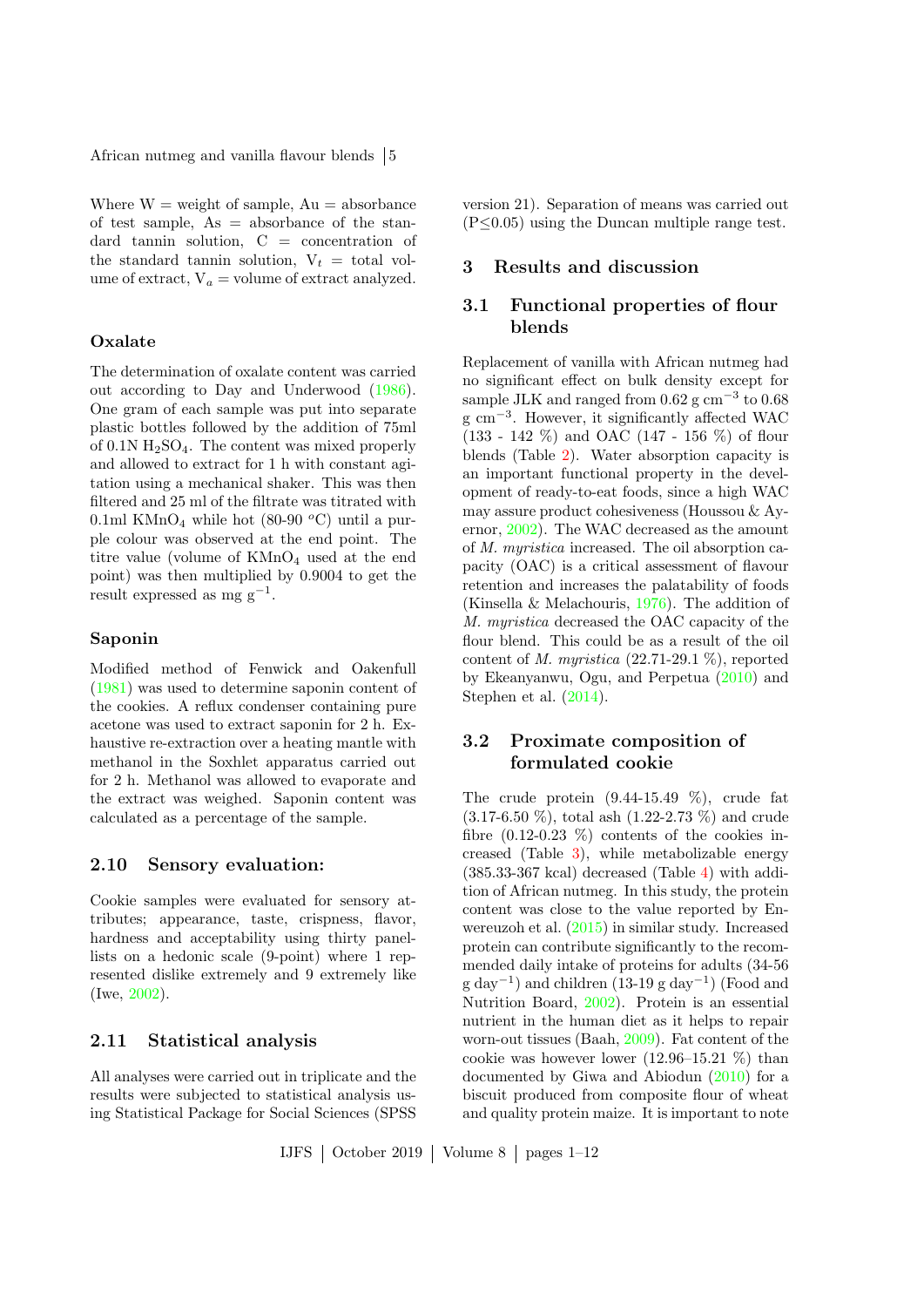Where W = weight of sample, Au = absorbance of test sample, As = absorbance of the standard tannin solution, C = concentration of the standard tannin solution, $V_t$ = total volume of extract, $V_a$ = volume of extract analyzed.

#### Oxalate

The determination of oxalate content was carried out according to Day and Underwood (1986). One gram of each sample was put into separate plastic bottles followed by the addition of 75ml of 0.1N $H_2SO_4$. The content was mixed properly and allowed to extract for 1 h with constant agitation using a mechanical shaker. This was then filtered and 25 ml of the filtrate was titrated with 0.1ml $KMnO_4$ while hot (80-90 $^oC$) until a purple colour was observed at the end point. The titre value (volume of $KMnO_4$ used at the end point) was then multiplied by 0.9004 to get the result expressed as mg $g^{-1}$.

#### Saponin

Modified method of Fenwick and Oakenfull (1981) was used to determine saponin content of the cookies. A reflux condenser containing pure acetone was used to extract saponin for 2 h. Exhaustive re-extraction over a heating mantle with methanol in the Soxhlet apparatus carried out for 2 h. Methanol was allowed to evaporate and the extract was weighed. Saponin content was calculated as a percentage of the sample.

### 2.10 Sensory evaluation:

Cookie samples were evaluated for sensory attributes; appearance, taste, crispness, flavor, hardness and acceptability using thirty panellists on a hedonic scale (9-point) where 1 represented dislike extremely and 9 extremely like (Iwe, 2002).

### 2.11 Statistical analysis

All analyses were carried out in triplicate and the results were subjected to statistical analysis using Statistical Package for Social Sciences (SPSS version 21). Separation of means was carried out ($P \leq 0.05$) using the Duncan multiple range test.

## 3 Results and discussion

### 3.1 Functional properties of flour blends

Replacement of vanilla with African nutmeg had no significant effect on bulk density except for sample JLK and ranged from 0.62 g $cm^{-3}$ to 0.68 g $cm^{-3}$. However, it significantly affected WAC (133 - 142 %) and OAC (147 - 156 %) of flour blends (Table 2). Water absorption capacity is an important functional property in the development of ready-to-eat foods, since a high WAC may assure product cohesiveness (Houssou & Ayernor, 2002). The WAC decreased as the amount of *M. myristica* increased. The oil absorption capacity (OAC) is a critical assessment of flavour retention and increases the palatability of foods (Kinsella & Melachouris, 1976). The addition of *M. myristica* decreased the OAC capacity of the flour blend. This could be as a result of the oil content of *M. myristica* (22.71-29.1 %), reported by Ekeanyanwu, Ogu, and Perpetua (2010) and Stephen et al. (2014).

### 3.2 Proximate composition of formulated cookie

The crude protein (9.44-15.49 %), crude fat (3.17-6.50 %), total ash (1.22-2.73 %) and crude fibre (0.12-0.23 %) contents of the cookies increased (Table 3), while metabolizable energy (385.33-367 kcal) decreased (Table 4) with addition of African nutmeg. In this study, the protein content was close to the value reported by Enwereuzoh et al. (2015) in similar study. Increased protein can contribute significantly to the recommended daily intake of proteins for adults (34-56 g $day^{-1}$) and children (13-19 g $day^{-1}$) (Food and Nutrition Board, 2002). Protein is an essential nutrient in the human diet as it helps to repair worn-out tissues (Baah, 2009). Fat content of the cookie was however lower (12.96–15.21 %) than documented by Giwa and Abiodun (2010) for a biscuit produced from composite flour of wheat and quality protein maize. It is important to note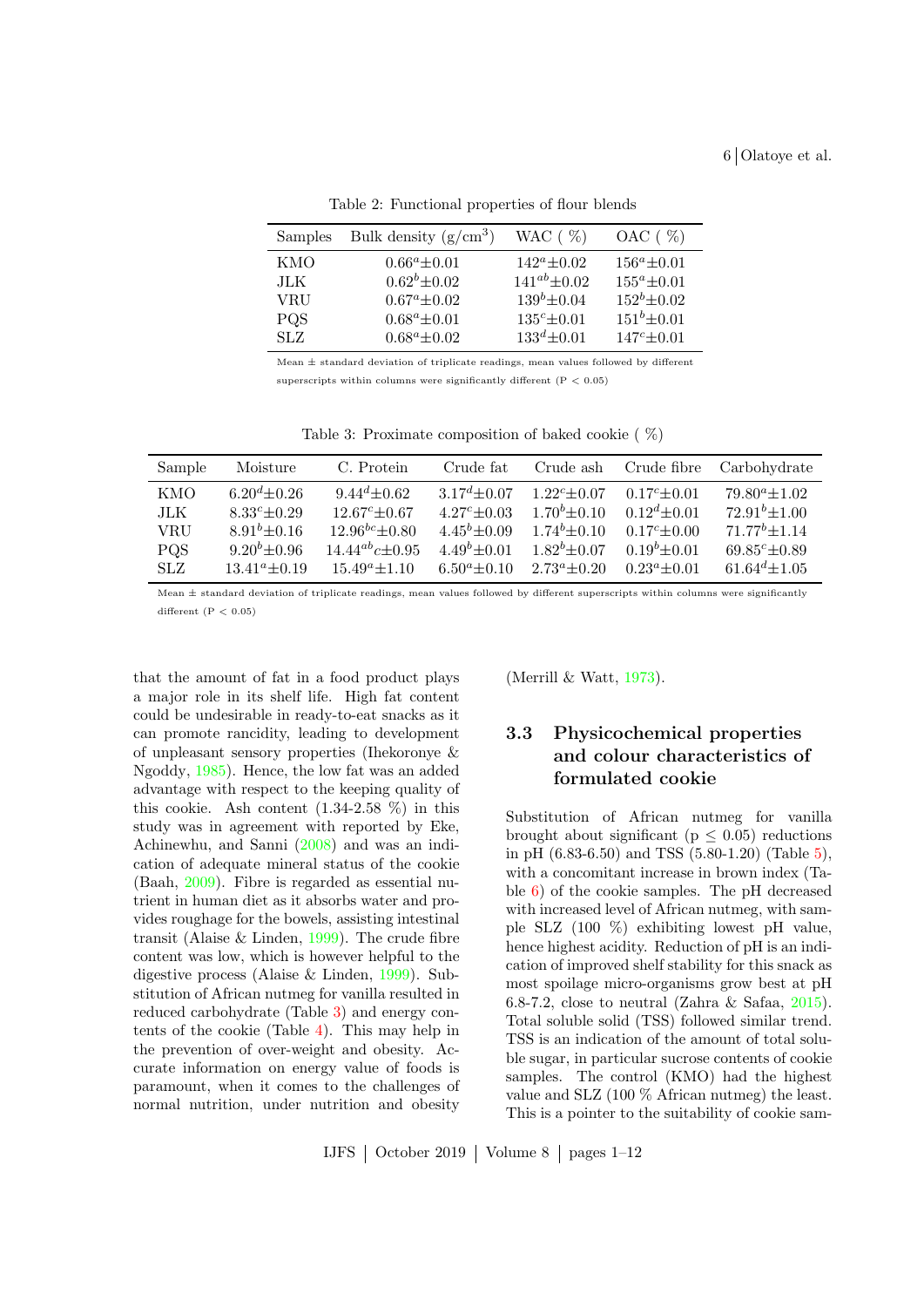Table 2: Functional properties of flour blends

| Samples | Bulk density ($g/cm^3$) | WAC ( %) | OAC ( %) |
|---|---|---|---|
| KMO | $0.66^a \pm 0.01$ | $142^a \pm 0.02$ | $156^a \pm 0.01$ |
| JLK | $0.62^b \pm 0.02$ | $141^{ab} \pm 0.02$ | $155^a \pm 0.01$ |
| VRU | $0.67^a \pm 0.02$ | $139^b \pm 0.04$ | $152^b \pm 0.02$ |
| PQS | $0.68^a \pm 0.01$ | $135^c \pm 0.01$ | $151^b \pm 0.01$ |
| SLZ | $0.68^a \pm 0.02$ | $133^d \pm 0.01$ | $147^c \pm 0.01$ |

Mean ± standard deviation of triplicate readings, mean values followed by different superscripts within columns were significantly different ($P < 0.05$)

Table 3: Proximate composition of baked cookie ( %)

| Sample | Moisture | C. Protein | Crude fat | Crude ash | Crude fibre | Carbohydrate |
|---|---|---|---|---|---|---|
| KMO | $6.20^d \pm 0.26$ | $9.44^d \pm 0.62$ | $3.17^d \pm 0.07$ | $1.22^c \pm 0.07$ | $0.17^c \pm 0.01$ | $79.80^a \pm 1.02$ |
| JLK | $8.33^c \pm 0.29$ | $12.67^c \pm 0.67$ | $4.27^c \pm 0.03$ | $1.70^b \pm 0.10$ | $0.12^d \pm 0.01$ | $72.91^b \pm 1.00$ |
| VRU | $8.91^b \pm 0.16$ | $12.96^{bc} \pm 0.80$ | $4.45^b \pm 0.09$ | $1.74^b \pm 0.10$ | $0.17^c \pm 0.00$ | $71.77^b \pm 1.14$ |
| PQS | $9.20^b \pm 0.96$ | $14.44^{ab}c \pm 0.95$ | $4.49^b \pm 0.01$ | $1.82^b \pm 0.07$ | $0.19^b \pm 0.01$ | $69.85^c \pm 0.89$ |
| SLZ | $13.41^a \pm 0.19$ | $15.49^a \pm 1.10$ | $6.50^a \pm 0.10$ | $2.73^a \pm 0.20$ | $0.23^a \pm 0.01$ | $61.64^d \pm 1.05$ |

Mean ± standard deviation of triplicate readings, mean values followed by different superscripts within columns were significantly different ($P < 0.05$)

that the amount of fat in a food product plays a major role in its shelf life. High fat content could be undesirable in ready-to-eat snacks as it can promote rancidity, leading to development of unpleasant sensory properties (Ihekoronye & Ngoddy, 1985). Hence, the low fat was an added advantage with respect to the keeping quality of this cookie. Ash content (1.34-2.58 %) in this study was in agreement with reported by Eke, Achinewhu, and Sanni (2008) and was an indication of adequate mineral status of the cookie (Baah, 2009). Fibre is regarded as essential nutrient in human diet as it absorbs water and provides roughage for the bowels, assisting intestinal transit (Alaise & Linden, 1999). The crude fibre content was low, which is however helpful to the digestive process (Alaise & Linden, 1999). Substitution of African nutmeg for vanilla resulted in reduced carbohydrate (Table 3) and energy contents of the cookie (Table 4). This may help in the prevention of over-weight and obesity. Accurate information on energy value of foods is paramount, when it comes to the challenges of normal nutrition, under nutrition and obesity (Merrill & Watt, 1973).

## 3.3 Physicochemical properties and colour characteristics of formulated cookie

Substitution of African nutmeg for vanilla brought about significant ($p \leq 0.05$) reductions in pH (6.83-6.50) and TSS (5.80-1.20) (Table 5), with a concomitant increase in brown index (Table 6) of the cookie samples. The pH decreased with increased level of African nutmeg, with sample SLZ (100 %) exhibiting lowest pH value, hence highest acidity. Reduction of pH is an indication of improved shelf stability for this snack as most spoilage micro-organisms grow best at pH 6.8-7.2, close to neutral (Zahra & Safaa, 2015). Total soluble solid (TSS) followed similar trend. TSS is an indication of the amount of total soluble sugar, in particular sucrose contents of cookie samples. The control (KMO) had the highest value and SLZ (100 % African nutmeg) the least. This is a pointer to the suitability of cookie sam-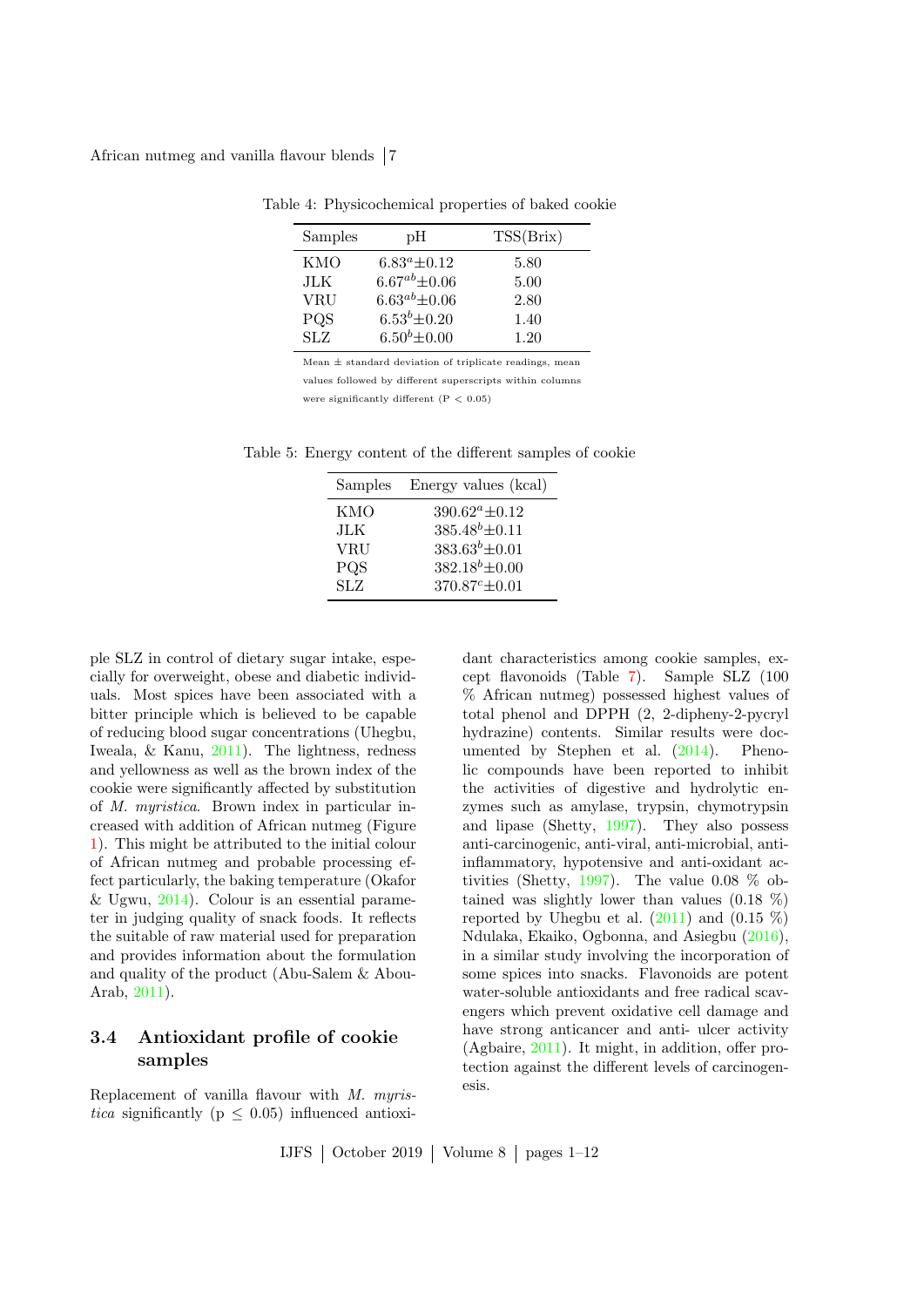Table 4: Physicochemical properties of baked cookie

| Samples | pH | TSS(Brix) |
|---|---|---|
| KMO | $6.83^{a}\pm0.12$ | 5.80 |
| JLK | $6.67^{ab}\pm0.06$ | 5.00 |
| VRU | $6.63^{ab}\pm0.06$ | 2.80 |
| PQS | $6.53^{b}\pm0.20$ | 1.40 |
| SLZ | $6.50^{b}\pm0.00$ | 1.20 |

Mean ± standard deviation of triplicate readings, mean values followed by different superscripts within columns were significantly different ($P < 0.05$)

Table 5: Energy content of the different samples of cookie

| Samples | Energy values (kcal) |
|---|---|
| KMO | $390.62^{a}\pm0.12$ |
| JLK | $385.48^{b}\pm0.11$ |
| VRU | $383.63^{b}\pm0.01$ |
| PQS | $382.18^{b}\pm0.00$ |
| SLZ | $370.87^{c}\pm0.01$ |

ple SLZ in control of dietary sugar intake, especially for overweight, obese and diabetic individuals. Most spices have been associated with a bitter principle which is believed to be capable of reducing blood sugar concentrations (Uhegbu, Iweala, & Kanu, 2011). The lightness, redness and yellowness as well as the brown index of the cookie were significantly affected by substitution of *M. myristica*. Brown index in particular increased with addition of African nutmeg (Figure 1). This might be attributed to the initial colour of African nutmeg and probable processing effect particularly, the baking temperature (Okafor & Ugwu, 2014). Colour is an essential parameter in judging quality of snack foods. It reflects the suitable of raw material used for preparation and provides information about the formulation and quality of the product (Abu-Salem & Abou-Arab, 2011).

## 3.4 Antioxidant profile of cookie samples

Replacement of vanilla flavour with *M. myristica* significantly ($p \leq 0.05$) influenced antioxidant characteristics among cookie samples, except flavonoids (Table 7). Sample SLZ (100 % African nutmeg) possessed highest values of total phenol and DPPH (2, 2-dipheny-2-pycryl hydrazine) contents. Similar results were documented by Stephen et al. (2014). Phenolic compounds have been reported to inhibit the activities of digestive and hydrolytic enzymes such as amylase, trypsin, chymotrypsin and lipase (Shetty, 1997). They also possess anti-carcinogenic, anti-viral, anti-microbial, anti-inflammatory, hypotensive and anti-oxidant activities (Shetty, 1997). The value 0.08 % obtained was slightly lower than values (0.18 %) reported by Uhegbu et al. (2011) and (0.15 %) Ndulaka, Ekaiko, Ogbonna, and Asiegbu (2016), in a similar study involving the incorporation of some spices into snacks. Flavonoids are potent water-soluble antioxidants and free radical scavengers which prevent oxidative cell damage and have strong anticancer and anti- ulcer activity (Agbaire, 2011). It might, in addition, offer protection against the different levels of carcinogenesis.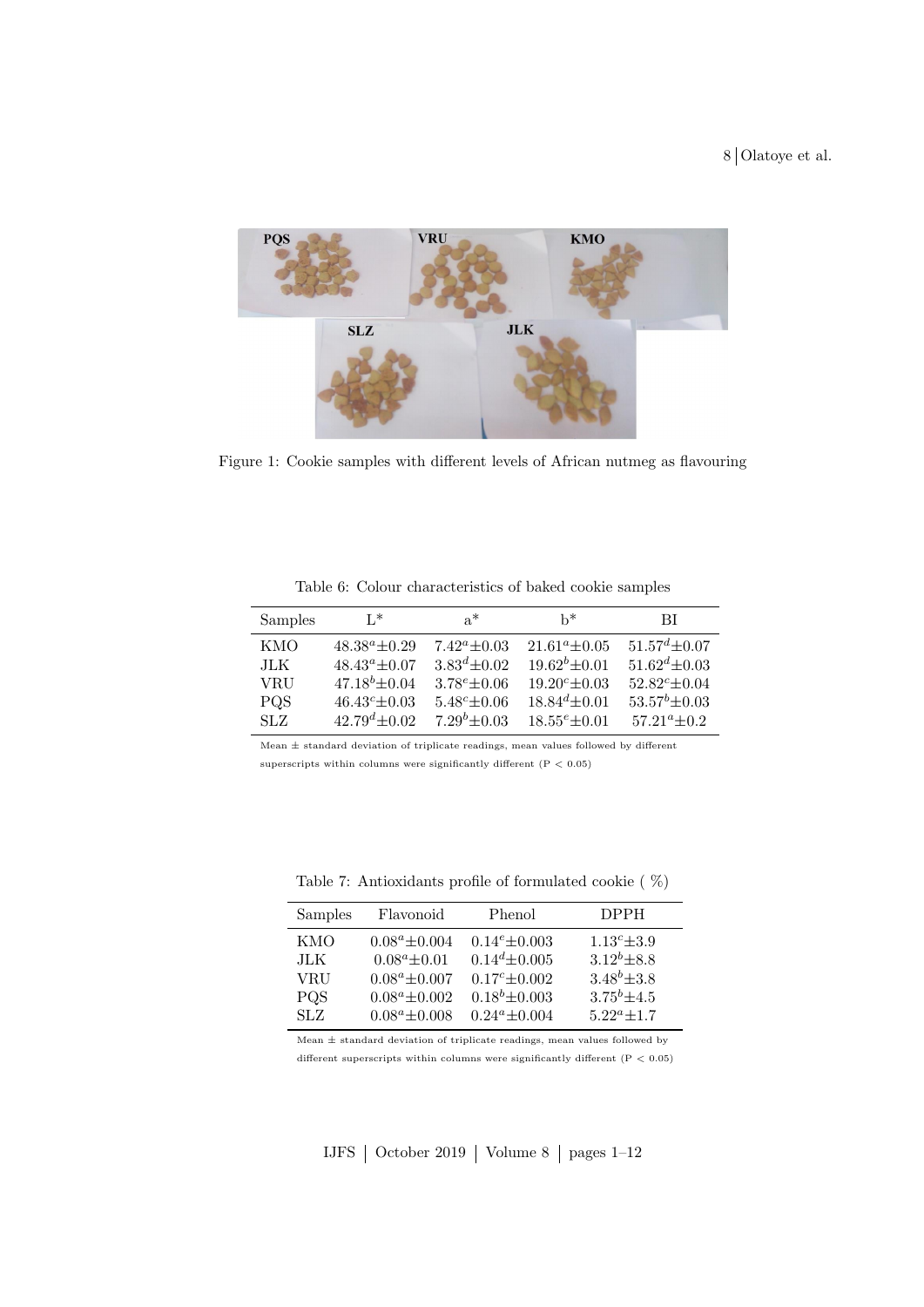Figure 1: Cookie samples with different levels of African nutmeg as flavouring

Table 6: Colour characteristics of baked cookie samples

| Samples | L* | a* | b* | BI |
|---|---|---|---|---|
| KMO | $48.38^a \pm 0.29$ | $7.42^a \pm 0.03$ | $21.61^a \pm 0.05$ | $51.57^d \pm 0.07$ |
| JLK | $48.43^a \pm 0.07$ | $3.83^d \pm 0.02$ | $19.62^b \pm 0.01$ | $51.62^d \pm 0.03$ |
| VRU | $47.18^b \pm 0.04$ | $3.78^e \pm 0.06$ | $19.20^c \pm 0.03$ | $52.82^c \pm 0.04$ |
| PQS | $46.43^c \pm 0.03$ | $5.48^c \pm 0.06$ | $18.84^d \pm 0.01$ | $53.57^b \pm 0.03$ |
| SLZ | $42.79^d \pm 0.02$ | $7.29^b \pm 0.03$ | $18.55^e \pm 0.01$ | $57.21^a \pm 0.2$ |

Mean ± standard deviation of triplicate readings, mean values followed by different superscripts within columns were significantly different (P < 0.05)

Table 7: Antioxidants profile of formulated cookie ( %)

| Samples | Flavonoid | Phenol | DPPH |
|---|---|---|---|
| KMO | $0.08^a \pm 0.004$ | $0.14^e \pm 0.003$ | $1.13^c \pm 3.9$ |
| JLK | $0.08^a \pm 0.01$ | $0.14^d \pm 0.005$ | $3.12^b \pm 8.8$ |
| VRU | $0.08^a \pm 0.007$ | $0.17^c \pm 0.002$ | $3.48^b \pm 3.8$ |
| PQS | $0.08^a \pm 0.002$ | $0.18^b \pm 0.003$ | $3.75^b \pm 4.5$ |
| SLZ | $0.08^a \pm 0.008$ | $0.24^a \pm 0.004$ | $5.22^a \pm 1.7$ |

Mean ± standard deviation of triplicate readings, mean values followed by different superscripts within columns were significantly different (P < 0.05)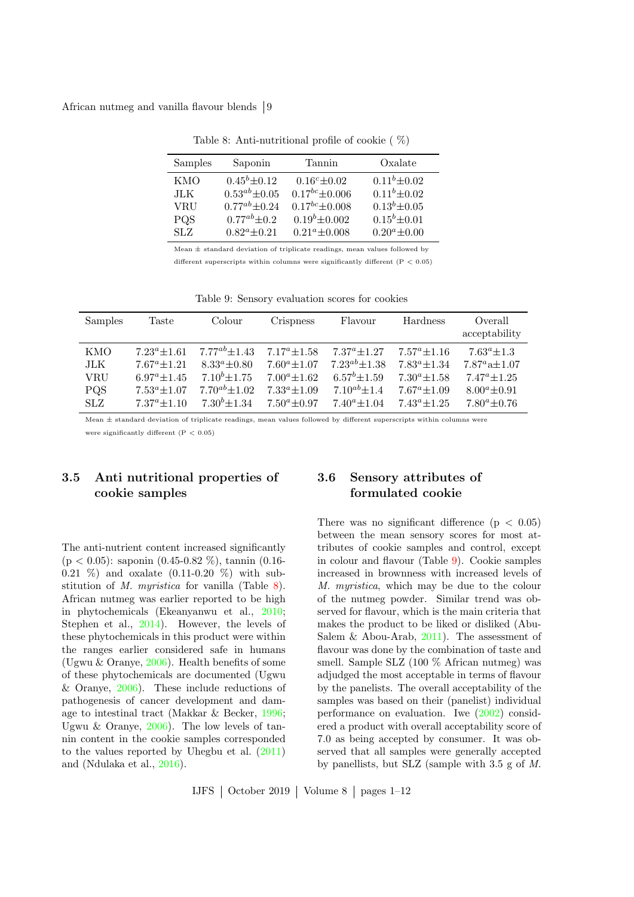Table 8: Anti-nutritional profile of cookie ( %)

| Samples | Saponin | Tannin | Oxalate |
|---|---|---|---|
| KMO | $0.45^{b}$±0.12 | $0.16^{c}$±0.02 | $0.11^{b}$±0.02 |
| JLK | $0.53^{ab}$±0.05 | $0.17^{bc}$±0.006 | $0.11^{b}$±0.02 |
| VRU | $0.77^{ab}$±0.24 | $0.17^{bc}$±0.008 | $0.13^{b}$±0.05 |
| PQS | $0.77^{ab}$±0.2 | $0.19^{b}$±0.002 | $0.15^{b}$±0.01 |
| SLZ | $0.82^{a}$±0.21 | $0.21^{a}$±0.008 | $0.20^{a}$±0.00 |

Mean ± standard deviation of triplicate readings, mean values followed by different superscripts within columns were significantly different (P < 0.05)

Table 9: Sensory evaluation scores for cookies

| Samples | Taste | Colour | Crispness | Flavour | Hardness | Overall acceptability |
|---|---|---|---|---|---|---|
| KMO | $7.23^{a}$±1.61 | $7.77^{ab}$±1.43 | $7.17^{a}$±1.58 | $7.37^{a}$±1.27 | $7.57^{a}$±1.16 | $7.63^{a}$±1.3 |
| JLK | $7.67^{a}$±1.21 | $8.33^{a}$±0.80 | $7.60^{a}$±1.07 | $7.23^{ab}$±1.38 | $7.83^{a}$±1.34 | $7.87^{a}$a±1.07 |
| VRU | $6.97^{a}$±1.45 | $7.10^{b}$±1.75 | $7.00^{a}$±1.62 | $6.57^{b}$±1.59 | $7.30^{a}$±1.58 | $7.47^{a}$±1.25 |
| PQS | $7.53^{a}$±1.07 | $7.70^{ab}$±1.02 | $7.33^{a}$±1.09 | $7.10^{ab}$±1.4 | $7.67^{a}$±1.09 | $8.00^{a}$±0.91 |
| SLZ | $7.37^{a}$±1.10 | $7.30^{b}$±1.34 | $7.50^{a}$±0.97 | $7.40^{a}$±1.04 | $7.43^{a}$±1.25 | $7.80^{a}$±0.76 |

Mean ± standard deviation of triplicate readings, mean values followed by different superscripts within columns were significantly different (P < 0.05)

## 3.5 Anti nutritional properties of cookie samples

The anti-nutrient content increased significantly ($p < 0.05$): saponin (0.45-0.82 %), tannin (0.16-0.21 %) and oxalate (0.11-0.20 %) with substitution of *M. myristica* for vanilla (Table 8). African nutmeg was earlier reported to be high in phytochemicals (Ekeanyanwu et al., 2010; Stephen et al., 2014). However, the levels of these phytochemicals in this product were within the ranges earlier considered safe in humans (Ugwu & Oranye, 2006). Health benefits of some of these phytochemicals are documented (Ugwu & Oranye, 2006). These include reductions of pathogenesis of cancer development and damage to intestinal tract (Makkar & Becker, 1996; Ugwu & Oranye, 2006). The low levels of tannin content in the cookie samples corresponded to the values reported by Uhegbu et al. (2011) and (Ndulaka et al., 2016).

## 3.6 Sensory attributes of formulated cookie

There was no significant difference ($p < 0.05$) between the mean sensory scores for most attributes of cookie samples and control, except in colour and flavour (Table 9). Cookie samples increased in brownness with increased levels of *M. myristica*, which may be due to the colour of the nutmeg powder. Similar trend was observed for flavour, which is the main criteria that makes the product to be liked or disliked (Abu-Salem & Abou-Arab, 2011). The assessment of flavour was done by the combination of taste and smell. Sample SLZ (100 % African nutmeg) was adjudged the most acceptable in terms of flavour by the panelists. The overall acceptability of the samples was based on their (panelist) individual performance on evaluation. Iwe (2002) considered a product with overall acceptability score of 7.0 as being accepted by consumer. It was observed that all samples were generally accepted by panellists, but SLZ (sample with 3.5 g of *M.*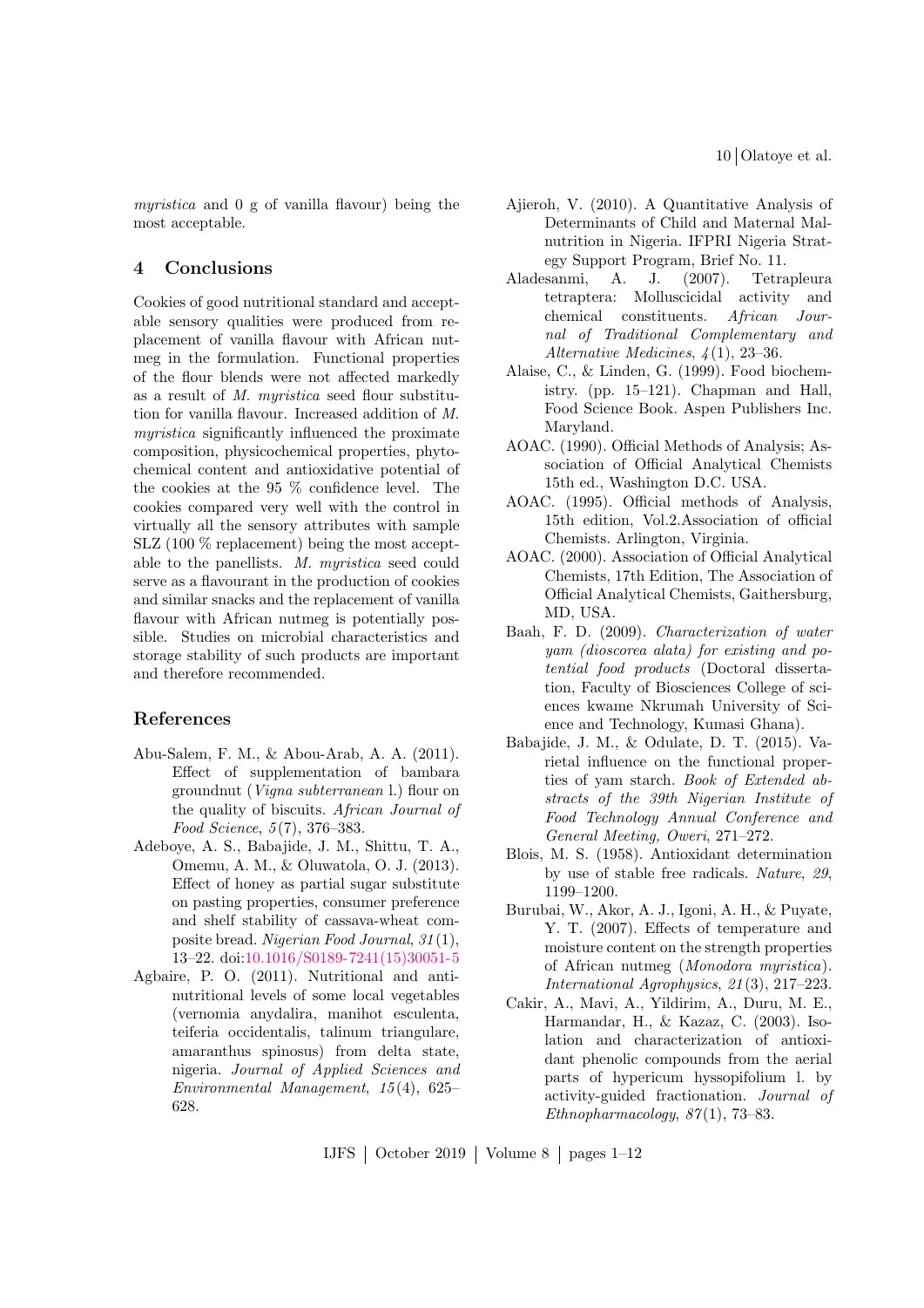*myristica* and 0 g of vanilla flavour) being the most acceptable.

## 4 Conclusions

Cookies of good nutritional standard and acceptable sensory qualities were produced from replacement of vanilla flavour with African nutmeg in the formulation. Functional properties of the flour blends were not affected markedly as a result of *M. myristica* seed flour substitution for vanilla flavour. Increased addition of *M. myristica* significantly influenced the proximate composition, physicochemical properties, phytochemical content and antioxidative potential of the cookies at the 95 % confidence level. The cookies compared very well with the control in virtually all the sensory attributes with sample SLZ (100 % replacement) being the most acceptable to the panellists. *M. myristica* seed could serve as a flavourant in the production of cookies and similar snacks and the replacement of vanilla flavour with African nutmeg is potentially possible. Studies on microbial characteristics and storage stability of such products are important and therefore recommended.

## References

Abu-Salem, F. M., & Abou-Arab, A. A. (2011). Effect of supplementation of bambara groundnut (*Vigna subterranean* l.) flour on the quality of biscuits. *African Journal of Food Science*, *5*(7), 376–383.

Adeboye, A. S., Babajide, J. M., Shittu, T. A., Omemu, A. M., & Oluwatola, O. J. (2013). Effect of honey as partial sugar substitute on pasting properties, consumer preference and shelf stability of cassava-wheat composite bread. *Nigerian Food Journal*, *31*(1), 13–22. doi:10.1016/S0189-7241(15)30051-5

Agbaire, P. O. (2011). Nutritional and antinutritional levels of some local vegetables (vernomia anydalira, manihot esculenta, teiferia occidentalis, talinum triangulare, amaranthus spinosus) from delta state, nigeria. *Journal of Applied Sciences and Environmental Management*, *15*(4), 625–628.

Ajieroh, V. (2010). A Quantitative Analysis of Determinants of Child and Maternal Malnutrition in Nigeria. IFPRI Nigeria Strategy Support Program, Brief No. 11.

Aladesanmi, A. J. (2007). Tetrapleura tetraptera: Molluscicidal activity and chemical constituents. *African Journal of Traditional Complementary and Alternative Medicines*, *4*(1), 23–36.

Alaise, C., & Linden, G. (1999). Food biochemistry. (pp. 15–121). Chapman and Hall, Food Science Book. Aspen Publishers Inc. Maryland.

AOAC. (1990). Official Methods of Analysis; Association of Official Analytical Chemists 15th ed., Washington D.C. USA.

AOAC. (1995). Official methods of Analysis, 15th edition, Vol.2.Association of official Chemists. Arlington, Virginia.

AOAC. (2000). Association of Official Analytical Chemists, 17th Edition, The Association of Official Analytical Chemists, Gaithersburg, MD, USA.

Baah, F. D. (2009). *Characterization of water yam (dioscorea alata) for existing and potential food products* (Doctoral dissertation, Faculty of Biosciences College of sciences kwame Nkrumah University of Science and Technology, Kumasi Ghana).

Babajide, J. M., & Odulate, D. T. (2015). Varietal influence on the functional properties of yam starch. *Book of Extended abstracts of the 39th Nigerian Institute of Food Technology Annual Conference and General Meeting, Oweri*, 271–272.

Blois, M. S. (1958). Antioxidant determination by use of stable free radicals. *Nature*, *29*, 1199–1200.

Burubai, W., Akor, A. J., Igoni, A. H., & Puyate, Y. T. (2007). Effects of temperature and moisture content on the strength properties of African nutmeg (*Monodora myristica*). *International Agrophysics*, *21*(3), 217–223.

Cakir, A., Mavi, A., Yildirim, A., Duru, M. E., Harmandar, H., & Kazaz, C. (2003). Isolation and characterization of antioxidant phenolic compounds from the aerial parts of hypericum hyssopifolium l. by activity-guided fractionation. *Journal of Ethnopharmacology*, *87*(1), 73–83.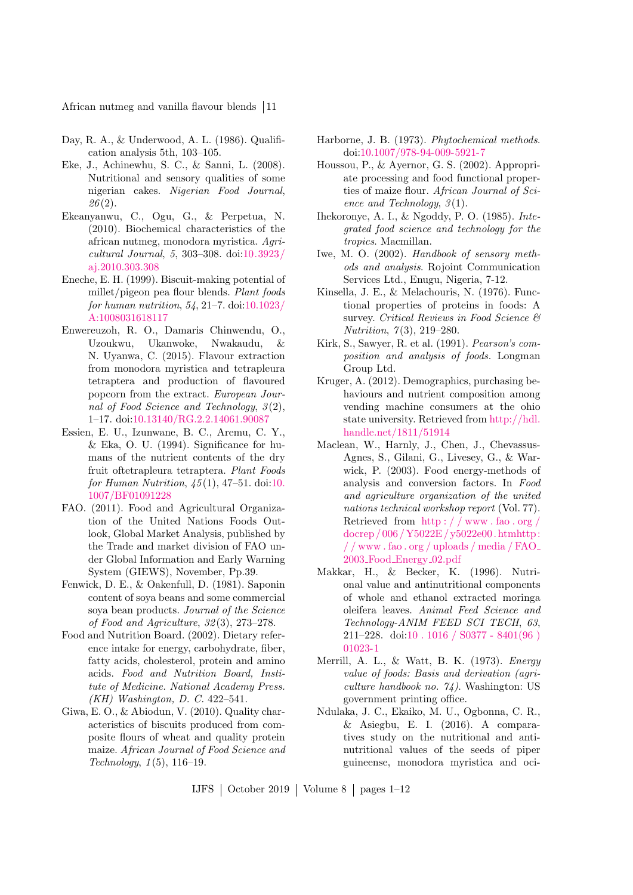Day, R. A., & Underwood, A. L. (1986). Qualification analysis 5th, 103–105.

Eke, J., Achinewhu, S. C., & Sanni, L. (2008). Nutritional and sensory qualities of some nigerian cakes. *Nigerian Food Journal*, *26*(2).

Ekeanyanwu, C., Ogu, G., & Perpetua, N. (2010). Biochemical characteristics of the african nutmeg, monodora myristica. *Agricultural Journal*, *5*, 303–308. doi:10.3923/aj.2010.303.308

Eneche, E. H. (1999). Biscuit-making potential of millet/pigeon pea flour blends. *Plant foods for human nutrition*, *54*, 21–7. doi:10.1023/A:1008031618117

Enwereuzoh, R. O., Damaris Chinwendu, O., Uzoukwu, Ukanwoke, Nwakaudu, & N. Uyanwa, C. (2015). Flavour extraction from monodora myristica and tetrapleura tetraptera and production of flavoured popcorn from the extract. *European Journal of Food Science and Technology*, *3*(2), 1–17. doi:10.13140/RG.2.2.14061.90087

Essien, E. U., Izunwane, B. C., Aremu, C. Y., & Eka, O. U. (1994). Significance for humans of the nutrient contents of the dry fruit oftetrapleura tetraptera. *Plant Foods for Human Nutrition*, *45*(1), 47–51. doi:10.1007/BF01091228

FAO. (2011). Food and Agricultural Organization of the United Nations Foods Outlook, Global Market Analysis, published by the Trade and market division of FAO under Global Information and Early Warning System (GIEWS), November, Pp.39.

Fenwick, D. E., & Oakenfull, D. (1981). Saponin content of soya beans and some commercial soya bean products. *Journal of the Science of Food and Agriculture*, *32*(3), 273–278.

Food and Nutrition Board. (2002). Dietary reference intake for energy, carbohydrate, fiber, fatty acids, cholesterol, protein and amino acids. *Food and Nutrition Board, Institute of Medicine. National Academy Press. (KH) Washington, D. C.* 422–541.

Giwa, E. O., & Abiodun, V. (2010). Quality characteristics of biscuits produced from composite flours of wheat and quality protein maize. *African Journal of Food Science and Technology*, *1*(5), 116–19.

Harborne, J. B. (1973). *Phytochemical methods*. doi:10.1007/978-94-009-5921-7

Houssou, P., & Ayernor, G. S. (2002). Appropriate processing and food functional properties of maize flour. *African Journal of Science and Technology*, *3*(1).

Ihekoronye, A. I., & Ngoddy, P. O. (1985). *Integrated food science and technology for the tropics*. Macmillan.

Iwe, M. O. (2002). *Handbook of sensory methods and analysis*. Rojoint Communication Services Ltd., Enugu, Nigeria, 7-12.

Kinsella, J. E., & Melachouris, N. (1976). Functional properties of proteins in foods: A survey. *Critical Reviews in Food Science & Nutrition*, *7*(3), 219–280.

Kirk, S., Sawyer, R. et al. (1991). *Pearson's composition and analysis of foods*. Longman Group Ltd.

Kruger, A. (2012). Demographics, purchasing behaviours and nutrient composition among vending machine consumers at the ohio state university. Retrieved from http://hdl.handle.net/1811/51914

Maclean, W., Harnly, J., Chen, J., Chevassus-Agnes, S., Gilani, G., Livesey, G., & Warwick, P. (2003). Food energy-methods of analysis and conversion factors. In *Food and agriculture organization of the united nations technical workshop report* (Vol. 77). Retrieved from http://www.fao.org/docrep/006/Y5022E/y5022e00.htmhttp://www.fao.org/uploads/media/FAO_2003_Food_Energy_02.pdf

Makkar, H., & Becker, K. (1996). Nutrional value and antinutritional components of whole and ethanol extracted moringa oleifera leaves. *Animal Feed Science and Technology-ANIM FEED SCI TECH*, *63*, 211–228. doi:10.1016/S0377-8401(96)01023-1

Merrill, A. L., & Watt, B. K. (1973). *Energy value of foods: Basis and derivation (agriculture handbook no. 74)*. Washington: US government printing office.

Ndulaka, J. C., Ekaiko, M. U., Ogbonna, C. R., & Asiegbu, E. I. (2016). A comparatives study on the nutritional and antinutritional values of the seeds of piper guineense, monodora myristica and oci-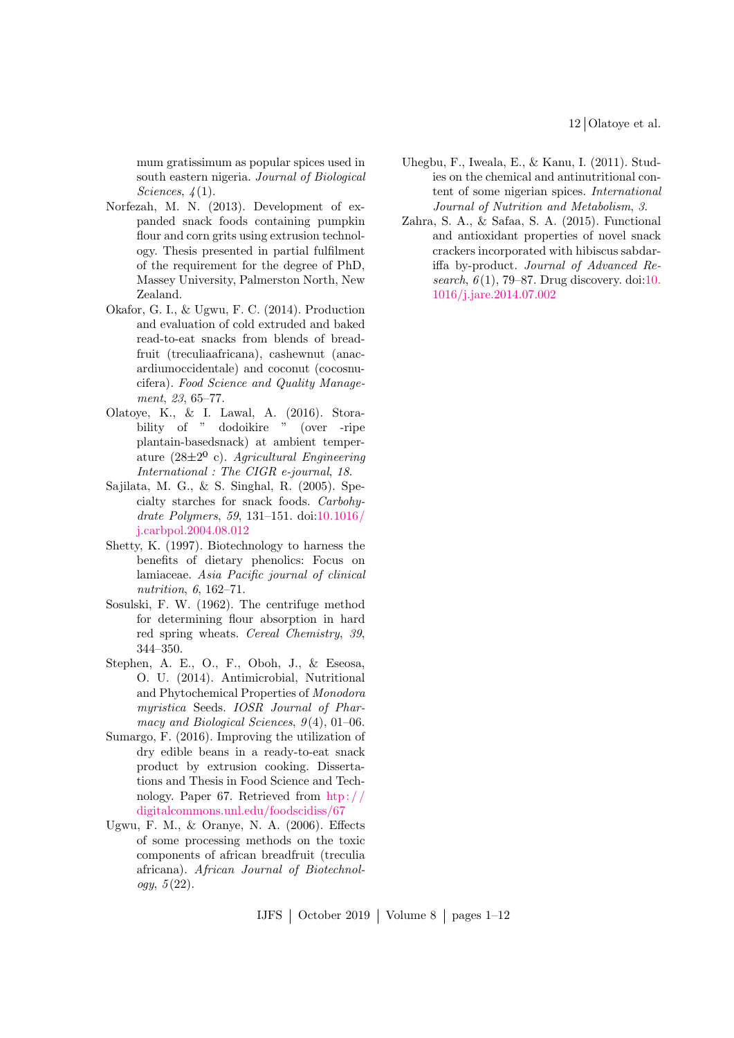mum gratissimum as popular spices used in south eastern nigeria. *Journal of Biological Sciences*, *4*(1).

Norfezah, M. N. (2013). Development of expanded snack foods containing pumpkin flour and corn grits using extrusion technology. Thesis presented in partial fulfilment of the requirement for the degree of PhD, Massey University, Palmerston North, New Zealand.

Okafor, G. I., & Ugwu, F. C. (2014). Production and evaluation of cold extruded and baked read-to-eat snacks from blends of breadfruit (treculiaafricana), cashewnut (anacardiumoccidentale) and coconut (cocosnucifera). *Food Science and Quality Management*, *23*, 65–77.

Olatoye, K., & I. Lawal, A. (2016). Storability of " dodoikire " (over -ripe plantain-basedsnack) at ambient temperature (28±2º c). *Agricultural Engineering International : The CIGR e-journal*, *18*.

Sajilata, M. G., & S. Singhal, R. (2005). Specialty starches for snack foods. *Carbohydrate Polymers*, *59*, 131–151. doi:10.1016/j.carbpol.2004.08.012

Shetty, K. (1997). Biotechnology to harness the benefits of dietary phenolics: Focus on lamiaceae. *Asia Pacific journal of clinical nutrition*, *6*, 162–71.

Sosulski, F. W. (1962). The centrifuge method for determining flour absorption in hard red spring wheats. *Cereal Chemistry*, *39*, 344–350.

Stephen, A. E., O., F., Oboh, J., & Eseosa, O. U. (2014). Antimicrobial, Nutritional and Phytochemical Properties of *Monodora myristica* Seeds. *IOSR Journal of Pharmacy and Biological Sciences*, *9*(4), 01–06.

Sumargo, F. (2016). Improving the utilization of dry edible beans in a ready-to-eat snack product by extrusion cooking. Dissertations and Thesis in Food Science and Technology. Paper 67. Retrieved from htp://digitalcommons.unl.edu/foodscidiss/67

Ugwu, F. M., & Oranye, N. A. (2006). Effects of some processing methods on the toxic components of african breadfruit (treculia africana). *African Journal of Biotechnology*, *5*(22).

Uhegbu, F., Iweala, E., & Kanu, I. (2011). Studies on the chemical and antinutritional content of some nigerian spices. *International Journal of Nutrition and Metabolism*, *3*.

Zahra, S. A., & Safaa, S. A. (2015). Functional and antioxidant properties of novel snack crackers incorporated with hibiscus sabdariffa by-product. *Journal of Advanced Research*, *6*(1), 79–87. Drug discovery. doi:10.1016/j.jare.2014.07.002